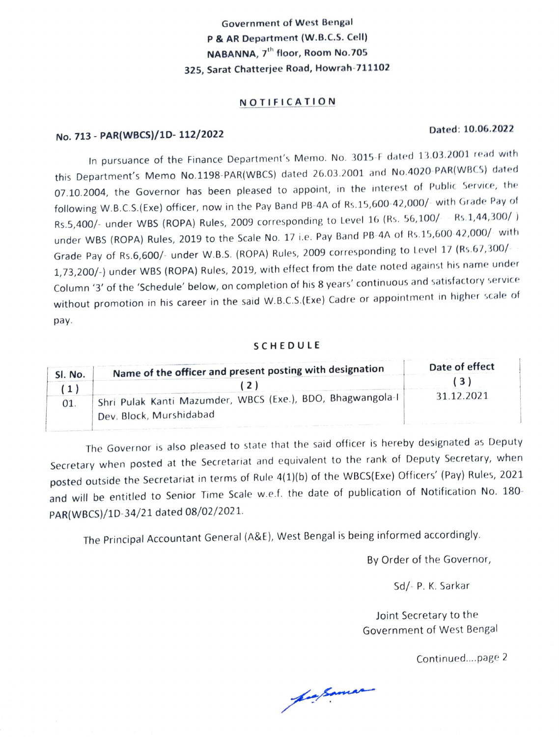Government of West Bengal
P & AR Department (W.B.C.S. Cell)
NABANNA, 7th floor, Room No.705
325, Sarat Chatterjee Road, Howrah-711102

## NOTIFICATION

**No. 713 - PAR(WBCS)/1D- 112/2022** **Dated: 10.06.2022**

In pursuance of the Finance Department's Memo. No. 3015-F dated 13.03.2001 read with this Department's Memo No.1198-PAR(WBCS) dated 26.03.2001 and No.4020-PAR(WBCS) dated 07.10.2004, the Governor has been pleased to appoint, in the interest of Public Service, the following W.B.C.S.(Exe) officer, now in the Pay Band PB-4A of Rs.15,600-42,000/- with Grade Pay of Rs.5,400/- under WBS (ROPA) Rules, 2009 corresponding to Level 16 (Rs. 56,100/- - Rs.1,44,300/-) under WBS (ROPA) Rules, 2019 to the Scale No. 17 i.e. Pay Band PB-4A of Rs.15,600-42,000/- with Grade Pay of Rs.6,600/- under W.B.S. (ROPA) Rules, 2009 corresponding to Level 17 (Rs.67,300/- - 1,73,200/-) under WBS (ROPA) Rules, 2019, with effect from the date noted against his name under Column '3' of the 'Schedule' below, on completion of his 8 years' continuous and satisfactory service without promotion in his career in the said W.B.C.S.(Exe) Cadre or appointment in higher scale of pay.

## SCHEDULE

| Sl. No. | Name of the officer and present posting with designation | Date of effect |
|---|---|---|
| (1) | (2) | (3) |
| 01. | Shri Pulak Kanti Mazumder, WBCS (Exe.), BDO, Bhagwangola-I Dev. Block, Murshidabad | 31.12.2021 |

The Governor is also pleased to state that the said officer is hereby designated as Deputy Secretary when posted at the Secretariat and equivalent to the rank of Deputy Secretary, when posted outside the Secretariat in terms of Rule 4(1)(b) of the WBCS(Exe) Officers' (Pay) Rules, 2021 and will be entitled to Senior Time Scale w.e.f. the date of publication of Notification No. 180-PAR(WBCS)/1D-34/21 dated 08/02/2021.

The Principal Accountant General (A&E), West Bengal is being informed accordingly.

By Order of the Governor,

Sd/- P. K. Sarkar

Joint Secretary to the
Government of West Bengal

Continued....page 2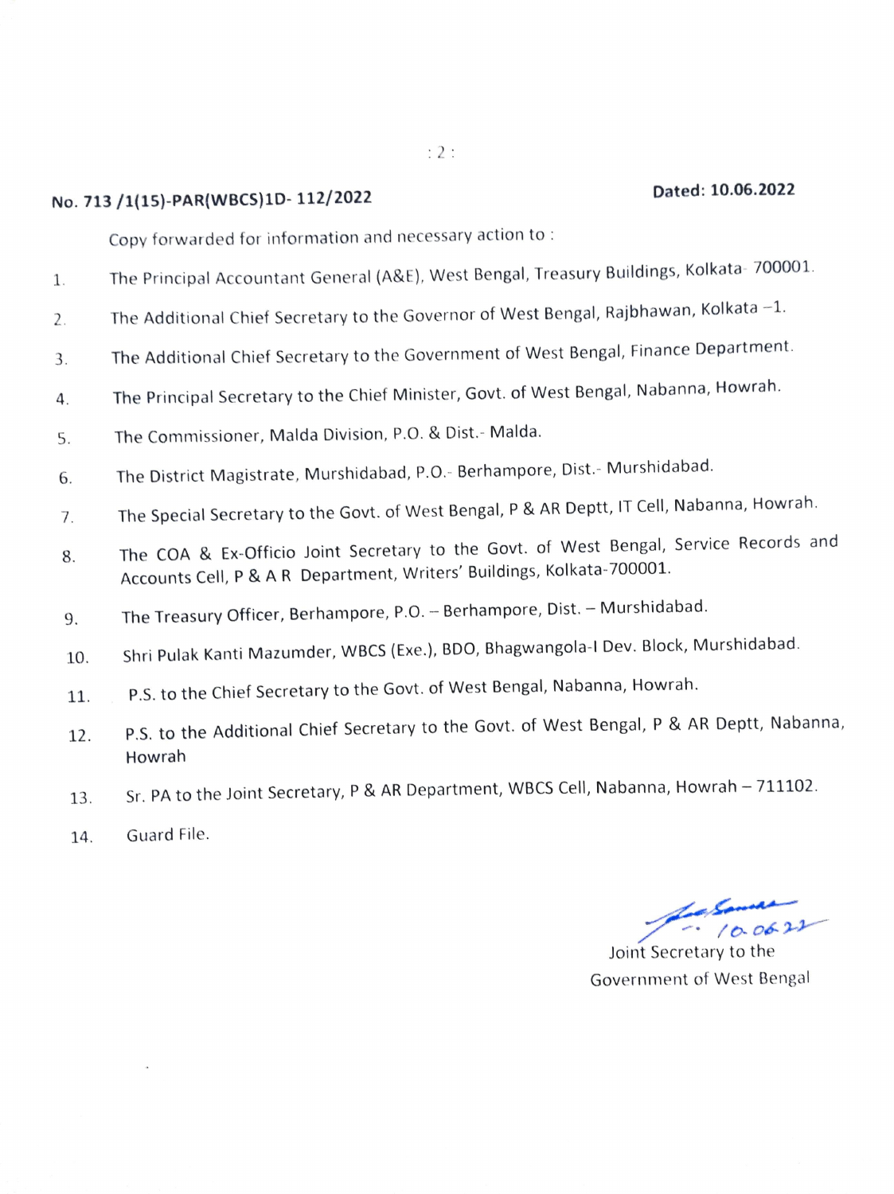**No. 713 /1(15)-PAR(WBCS)1D- 112/2022** **Dated: 10.06.2022**

Copy forwarded for information and necessary action to :

1. The Principal Accountant General (A&E), West Bengal, Treasury Buildings, Kolkata- 700001.
2. The Additional Chief Secretary to the Governor of West Bengal, Rajbhawan, Kolkata –1.
3. The Additional Chief Secretary to the Government of West Bengal, Finance Department.
4. The Principal Secretary to the Chief Minister, Govt. of West Bengal, Nabanna, Howrah.
5. The Commissioner, Malda Division, P.O. & Dist.- Malda.
6. The District Magistrate, Murshidabad, P.O.- Berhampore, Dist.- Murshidabad.
7. The Special Secretary to the Govt. of West Bengal, P & AR Deptt, IT Cell, Nabanna, Howrah.
8. The COA & Ex-Officio Joint Secretary to the Govt. of West Bengal, Service Records and Accounts Cell, P & A R Department, Writers' Buildings, Kolkata-700001.
9. The Treasury Officer, Berhampore, P.O. – Berhampore, Dist. – Murshidabad.
10. Shri Pulak Kanti Mazumder, WBCS (Exe.), BDO, Bhagwangola-I Dev. Block, Murshidabad.
11. P.S. to the Chief Secretary to the Govt. of West Bengal, Nabanna, Howrah.
12. P.S. to the Additional Chief Secretary to the Govt. of West Bengal, P & AR Deptt, Nabanna, Howrah
13. Sr. PA to the Joint Secretary, P & AR Department, WBCS Cell, Nabanna, Howrah – 711102.
14. Guard File.

10.06.22

Joint Secretary to the
Government of West Bengal